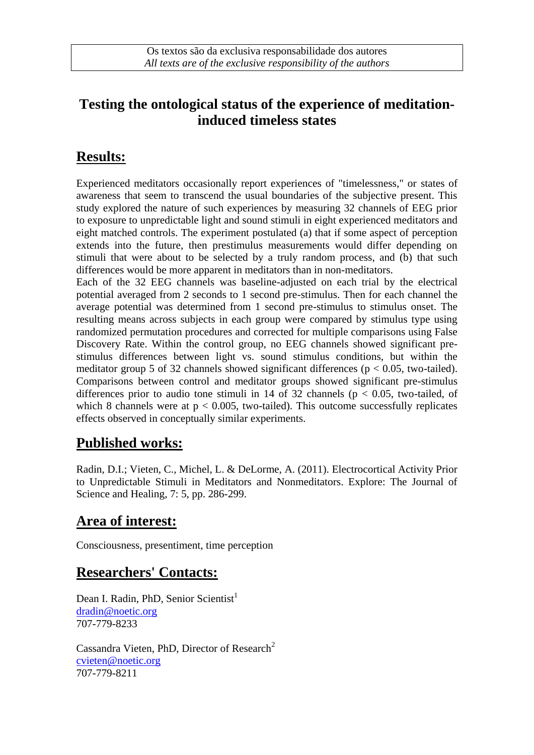Os textos são da exclusiva responsabilidade dos autores
*All texts are of the exclusive responsibility of the authors*

# Testing the ontological status of the experience of meditation-induced timeless states

## Results:

Experienced meditators occasionally report experiences of "timelessness," or states of awareness that seem to transcend the usual boundaries of the subjective present. This study explored the nature of such experiences by measuring 32 channels of EEG prior to exposure to unpredictable light and sound stimuli in eight experienced meditators and eight matched controls. The experiment postulated (a) that if some aspect of perception extends into the future, then prestimulus measurements would differ depending on stimuli that were about to be selected by a truly random process, and (b) that such differences would be more apparent in meditators than in non-meditators.
Each of the 32 EEG channels was baseline-adjusted on each trial by the electrical potential averaged from 2 seconds to 1 second pre-stimulus. Then for each channel the average potential was determined from 1 second pre-stimulus to stimulus onset. The resulting means across subjects in each group were compared by stimulus type using randomized permutation procedures and corrected for multiple comparisons using False Discovery Rate. Within the control group, no EEG channels showed significant pre-stimulus differences between light vs. sound stimulus conditions, but within the meditator group 5 of 32 channels showed significant differences ($p < 0.05$, two-tailed). Comparisons between control and meditator groups showed significant pre-stimulus differences prior to audio tone stimuli in 14 of 32 channels ($p < 0.05$, two-tailed, of which 8 channels were at $p < 0.005$, two-tailed). This outcome successfully replicates effects observed in conceptually similar experiments.

## Published works:

Radin, D.I.; Vieten, C., Michel, L. & DeLorme, A. (2011). Electrocortical Activity Prior to Unpredictable Stimuli in Meditators and Nonmeditators. Explore: The Journal of Science and Healing, 7: 5, pp. 286-299.

## Area of interest:

Consciousness, presentiment, time perception

## Researchers' Contacts:

Dean I. Radin, PhD, Senior Scientist[1]
dradin@noetic.org
707-779-8233

Cassandra Vieten, PhD, Director of Research[2]
cvieten@noetic.org
707-779-8211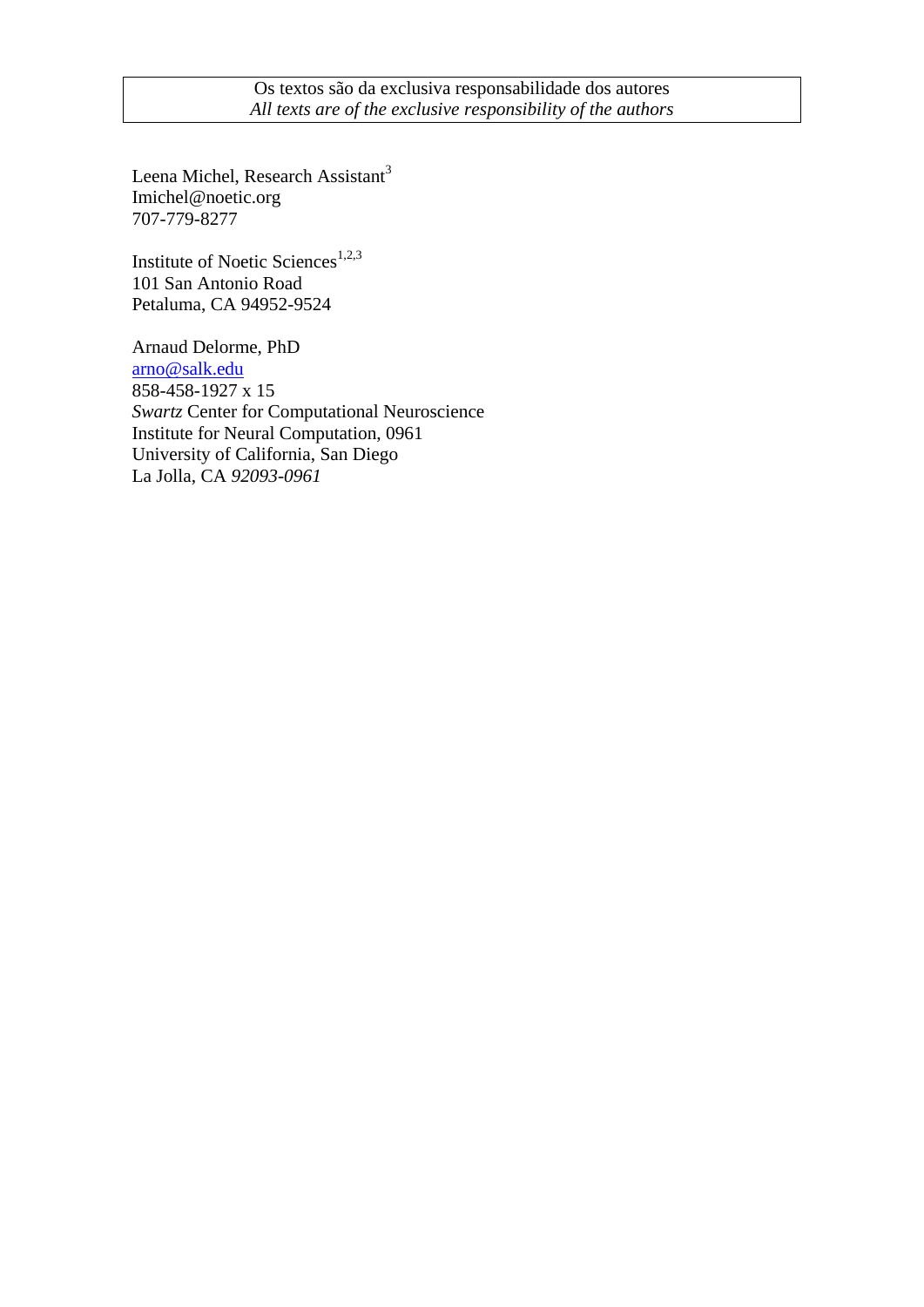Os textos são da exclusiva responsabilidade dos autores
*All texts are of the exclusive responsibility of the authors*

Leena Michel, Research Assistant[3]
Imichel@noetic.org
707-779-8277

Institute of Noetic Sciences[1,2,3]
101 San Antonio Road
Petaluma, CA 94952-9524

Arnaud Delorme, PhD
arno@salk.edu
858-458-1927 x 15
*Swartz* Center for Computational Neuroscience
Institute for Neural Computation, 0961
University of California, San Diego
La Jolla, CA *92093-0961*